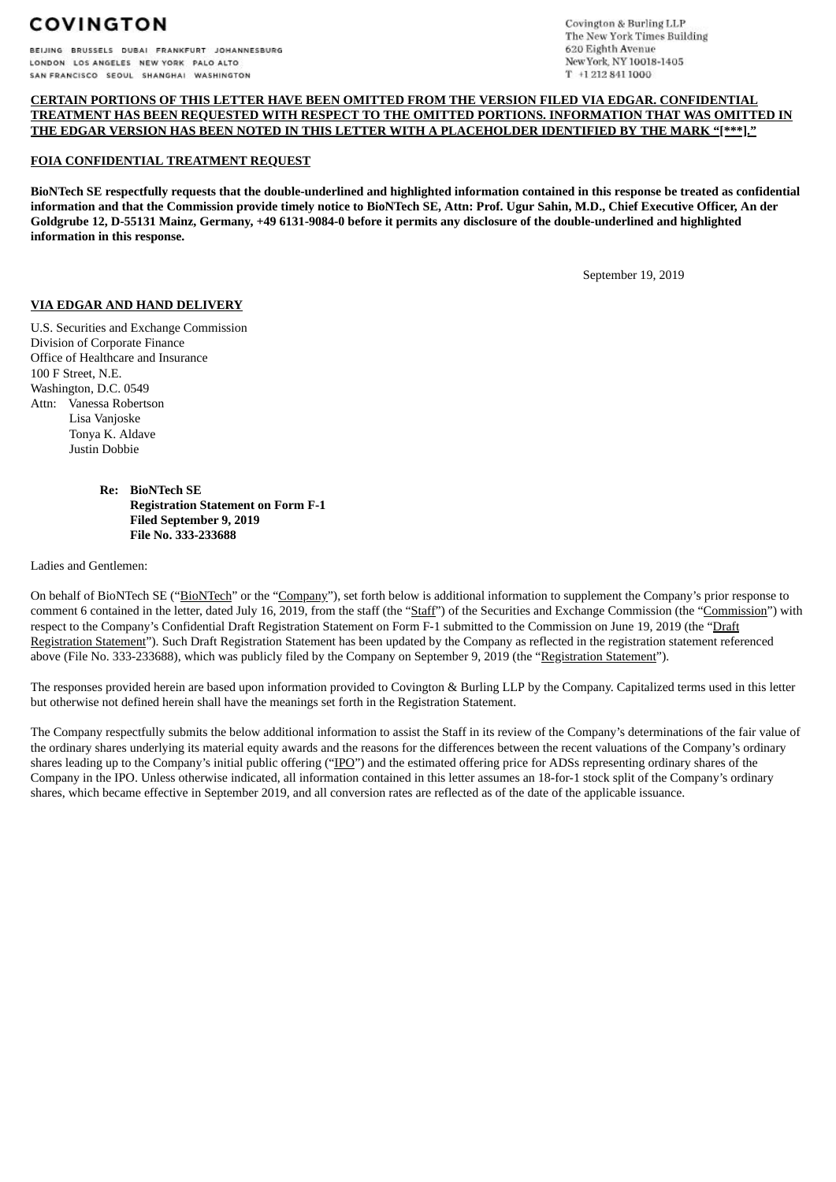**COVINGTON**

BEIJING BRUSSELS DUBAI FRANKFURT JOHANNESBURG
LONDON LOS ANGELES NEW YORK PALO ALTO
SAN FRANCISCO SEOUL SHANGHAI WASHINGTON

Covington & Burling LLP
The New York Times Building
620 Eighth Avenue
New York, NY 10018-1405
T +1 212 841 1000

**CERTAIN PORTIONS OF THIS LETTER HAVE BEEN OMITTED FROM THE VERSION FILED VIA EDGAR. CONFIDENTIAL TREATMENT HAS BEEN REQUESTED WITH RESPECT TO THE OMITTED PORTIONS. INFORMATION THAT WAS OMITTED IN THE EDGAR VERSION HAS BEEN NOTED IN THIS LETTER WITH A PLACEHOLDER IDENTIFIED BY THE MARK "[***]."**

**FOIA CONFIDENTIAL TREATMENT REQUEST**

**BioNTech SE respectfully requests that the double-underlined and highlighted information contained in this response be treated as confidential information and that the Commission provide timely notice to BioNTech SE, Attn: Prof. Ugur Sahin, M.D., Chief Executive Officer, An der Goldgrube 12, D-55131 Mainz, Germany, +49 6131-9084-0 before it permits any disclosure of the double-underlined and highlighted information in this response.**

September 19, 2019

**VIA EDGAR AND HAND DELIVERY**

U.S. Securities and Exchange Commission
Division of Corporate Finance
Office of Healthcare and Insurance
100 F Street, N.E.
Washington, D.C. 0549
Attn: Vanessa Robertson
Lisa Vanjoske
Tonya K. Aldave
Justin Dobbie

**Re: BioNTech SE**
**Registration Statement on Form F-1**
**Filed September 9, 2019**
**File No. 333-233688**

Ladies and Gentlemen:

On behalf of BioNTech SE ("BioNTech" or the "Company"), set forth below is additional information to supplement the Company's prior response to comment 6 contained in the letter, dated July 16, 2019, from the staff (the "Staff") of the Securities and Exchange Commission (the "Commission") with respect to the Company's Confidential Draft Registration Statement on Form F-1 submitted to the Commission on June 19, 2019 (the "Draft Registration Statement"). Such Draft Registration Statement has been updated by the Company as reflected in the registration statement referenced above (File No. 333-233688), which was publicly filed by the Company on September 9, 2019 (the "Registration Statement").

The responses provided herein are based upon information provided to Covington & Burling LLP by the Company. Capitalized terms used in this letter but otherwise not defined herein shall have the meanings set forth in the Registration Statement.

The Company respectfully submits the below additional information to assist the Staff in its review of the Company's determinations of the fair value of the ordinary shares underlying its material equity awards and the reasons for the differences between the recent valuations of the Company's ordinary shares leading up to the Company's initial public offering ("IPO") and the estimated offering price for ADSs representing ordinary shares of the Company in the IPO. Unless otherwise indicated, all information contained in this letter assumes an 18-for-1 stock split of the Company's ordinary shares, which became effective in September 2019, and all conversion rates are reflected as of the date of the applicable issuance.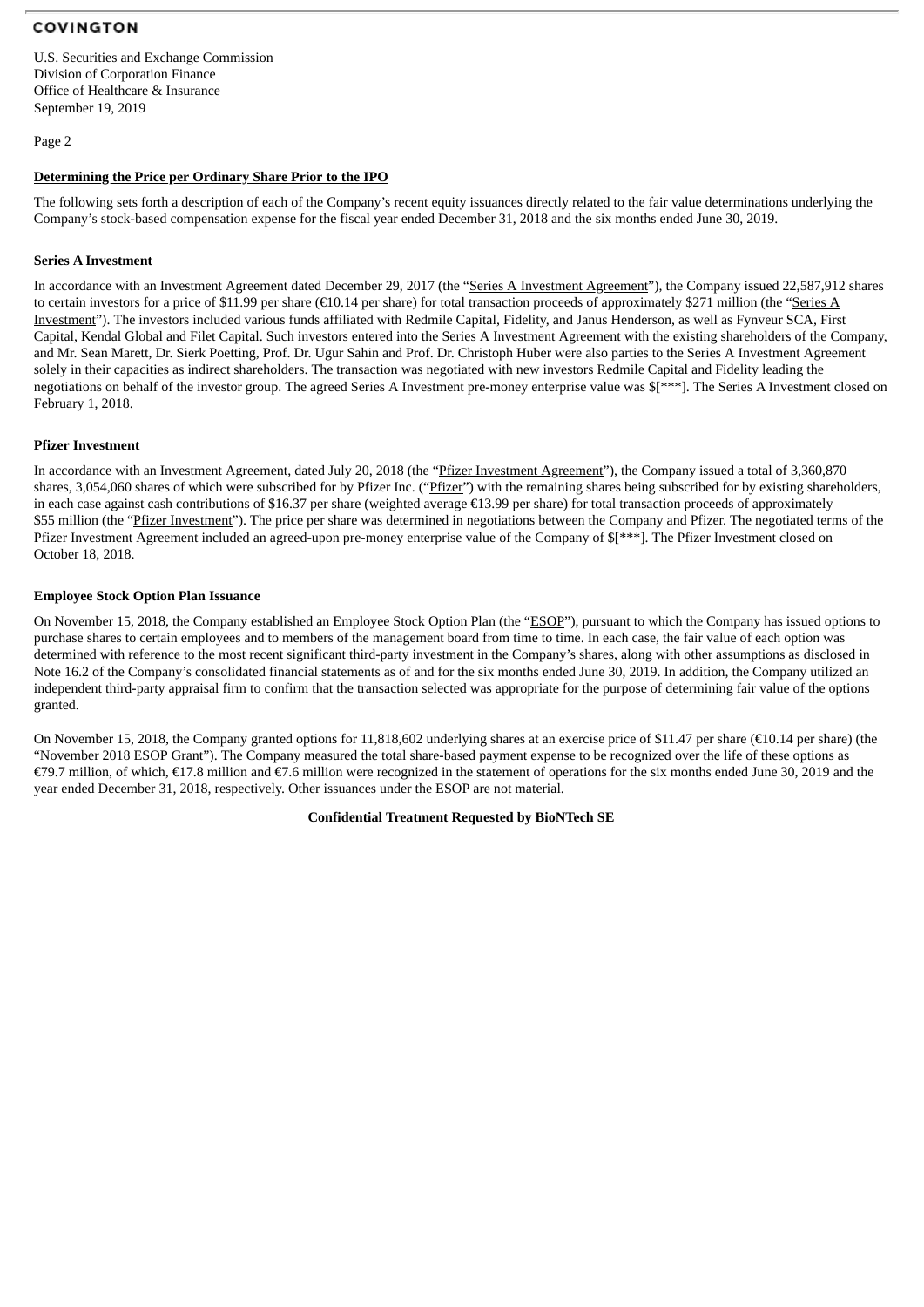**COVINGTON**

U.S. Securities and Exchange Commission
Division of Corporation Finance
Office of Healthcare & Insurance
September 19, 2019

Page 2

**Determining the Price per Ordinary Share Prior to the IPO**

The following sets forth a description of each of the Company's recent equity issuances directly related to the fair value determinations underlying the Company's stock-based compensation expense for the fiscal year ended December 31, 2018 and the six months ended June 30, 2019.

**Series A Investment**

In accordance with an Investment Agreement dated December 29, 2017 (the "Series A Investment Agreement"), the Company issued 22,587,912 shares to certain investors for a price of $11.99 per share (€10.14 per share) for total transaction proceeds of approximately $271 million (the "Series A Investment"). The investors included various funds affiliated with Redmile Capital, Fidelity, and Janus Henderson, as well as Fynveur SCA, First Capital, Kendal Global and Filet Capital. Such investors entered into the Series A Investment Agreement with the existing shareholders of the Company, and Mr. Sean Marett, Dr. Sierk Poetting, Prof. Dr. Ugur Sahin and Prof. Dr. Christoph Huber were also parties to the Series A Investment Agreement solely in their capacities as indirect shareholders. The transaction was negotiated with new investors Redmile Capital and Fidelity leading the negotiations on behalf of the investor group. The agreed Series A Investment pre-money enterprise value was $[***]. The Series A Investment closed on February 1, 2018.

**Pfizer Investment**

In accordance with an Investment Agreement, dated July 20, 2018 (the "Pfizer Investment Agreement"), the Company issued a total of 3,360,870 shares, 3,054,060 shares of which were subscribed for by Pfizer Inc. ("Pfizer") with the remaining shares being subscribed for by existing shareholders, in each case against cash contributions of $16.37 per share (weighted average €13.99 per share) for total transaction proceeds of approximately $55 million (the "Pfizer Investment"). The price per share was determined in negotiations between the Company and Pfizer. The negotiated terms of the Pfizer Investment Agreement included an agreed-upon pre-money enterprise value of the Company of $[***]. The Pfizer Investment closed on October 18, 2018.

**Employee Stock Option Plan Issuance**

On November 15, 2018, the Company established an Employee Stock Option Plan (the "ESOP"), pursuant to which the Company has issued options to purchase shares to certain employees and to members of the management board from time to time. In each case, the fair value of each option was determined with reference to the most recent significant third-party investment in the Company's shares, along with other assumptions as disclosed in Note 16.2 of the Company's consolidated financial statements as of and for the six months ended June 30, 2019. In addition, the Company utilized an independent third-party appraisal firm to confirm that the transaction selected was appropriate for the purpose of determining fair value of the options granted.

On November 15, 2018, the Company granted options for 11,818,602 underlying shares at an exercise price of $11.47 per share (€10.14 per share) (the "November 2018 ESOP Grant"). The Company measured the total share-based payment expense to be recognized over the life of these options as €79.7 million, of which, €17.8 million and €7.6 million were recognized in the statement of operations for the six months ended June 30, 2019 and the year ended December 31, 2018, respectively. Other issuances under the ESOP are not material.

**Confidential Treatment Requested by BioNTech SE**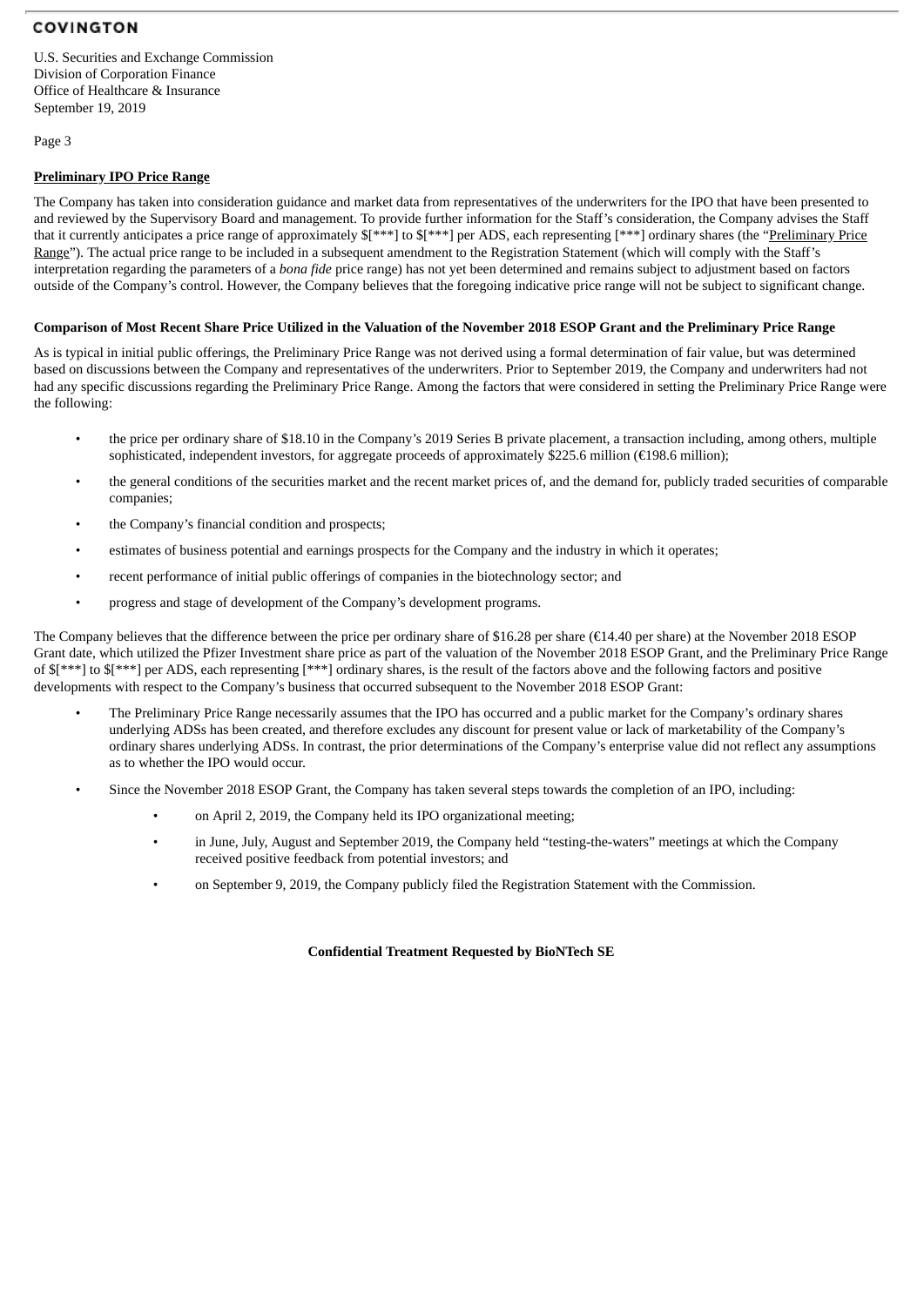## Preliminary IPO Price Range

The Company has taken into consideration guidance and market data from representatives of the underwriters for the IPO that have been presented to and reviewed by the Supervisory Board and management. To provide further information for the Staff's consideration, the Company advises the Staff that it currently anticipates a price range of approximately $[***] to $[***] per ADS, each representing [***] ordinary shares (the "Preliminary Price Range"). The actual price range to be included in a subsequent amendment to the Registration Statement (which will comply with the Staff's interpretation regarding the parameters of a *bona fide* price range) has not yet been determined and remains subject to adjustment based on factors outside of the Company's control. However, the Company believes that the foregoing indicative price range will not be subject to significant change.

### Comparison of Most Recent Share Price Utilized in the Valuation of the November 2018 ESOP Grant and the Preliminary Price Range

As is typical in initial public offerings, the Preliminary Price Range was not derived using a formal determination of fair value, but was determined based on discussions between the Company and representatives of the underwriters. Prior to September 2019, the Company and underwriters had not had any specific discussions regarding the Preliminary Price Range. Among the factors that were considered in setting the Preliminary Price Range were the following:

- the price per ordinary share of $18.10 in the Company's 2019 Series B private placement, a transaction including, among others, multiple sophisticated, independent investors, for aggregate proceeds of approximately $225.6 million (€198.6 million);
- the general conditions of the securities market and the recent market prices of, and the demand for, publicly traded securities of comparable companies;
- the Company's financial condition and prospects;
- estimates of business potential and earnings prospects for the Company and the industry in which it operates;
- recent performance of initial public offerings of companies in the biotechnology sector; and
- progress and stage of development of the Company's development programs.

The Company believes that the difference between the price per ordinary share of $16.28 per share (€14.40 per share) at the November 2018 ESOP Grant date, which utilized the Pfizer Investment share price as part of the valuation of the November 2018 ESOP Grant, and the Preliminary Price Range of $[***] to $[***] per ADS, each representing [***] ordinary shares, is the result of the factors above and the following factors and positive developments with respect to the Company's business that occurred subsequent to the November 2018 ESOP Grant:

- The Preliminary Price Range necessarily assumes that the IPO has occurred and a public market for the Company's ordinary shares underlying ADSs has been created, and therefore excludes any discount for present value or lack of marketability of the Company's ordinary shares underlying ADSs. In contrast, the prior determinations of the Company's enterprise value did not reflect any assumptions as to whether the IPO would occur.
- Since the November 2018 ESOP Grant, the Company has taken several steps towards the completion of an IPO, including:
  - on April 2, 2019, the Company held its IPO organizational meeting;
  - in June, July, August and September 2019, the Company held "testing-the-waters" meetings at which the Company received positive feedback from potential investors; and
  - on September 9, 2019, the Company publicly filed the Registration Statement with the Commission.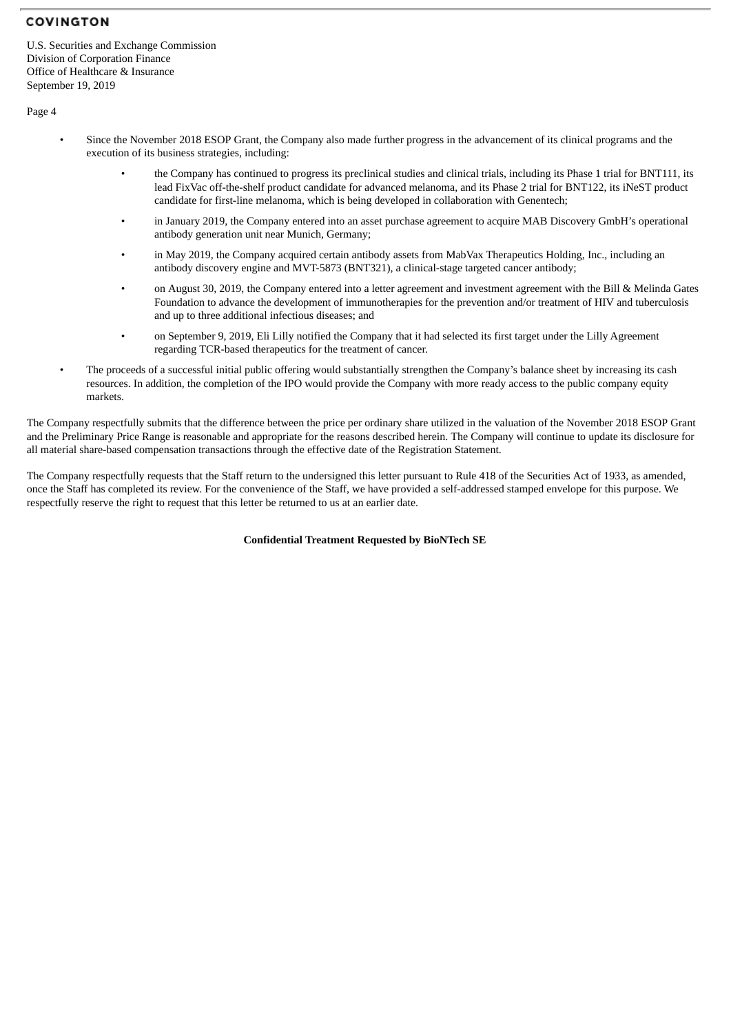- Since the November 2018 ESOP Grant, the Company also made further progress in the advancement of its clinical programs and the execution of its business strategies, including:
  - the Company has continued to progress its preclinical studies and clinical trials, including its Phase 1 trial for BNT111, its lead FixVac off-the-shelf product candidate for advanced melanoma, and its Phase 2 trial for BNT122, its iNeST product candidate for first-line melanoma, which is being developed in collaboration with Genentech;
  - in January 2019, the Company entered into an asset purchase agreement to acquire MAB Discovery GmbH's operational antibody generation unit near Munich, Germany;
  - in May 2019, the Company acquired certain antibody assets from MabVax Therapeutics Holding, Inc., including an antibody discovery engine and MVT-5873 (BNT321), a clinical-stage targeted cancer antibody;
  - on August 30, 2019, the Company entered into a letter agreement and investment agreement with the Bill & Melinda Gates Foundation to advance the development of immunotherapies for the prevention and/or treatment of HIV and tuberculosis and up to three additional infectious diseases; and
  - on September 9, 2019, Eli Lilly notified the Company that it had selected its first target under the Lilly Agreement regarding TCR-based therapeutics for the treatment of cancer.
- The proceeds of a successful initial public offering would substantially strengthen the Company's balance sheet by increasing its cash resources. In addition, the completion of the IPO would provide the Company with more ready access to the public company equity markets.

The Company respectfully submits that the difference between the price per ordinary share utilized in the valuation of the November 2018 ESOP Grant and the Preliminary Price Range is reasonable and appropriate for the reasons described herein. The Company will continue to update its disclosure for all material share-based compensation transactions through the effective date of the Registration Statement.

The Company respectfully requests that the Staff return to the undersigned this letter pursuant to Rule 418 of the Securities Act of 1933, as amended, once the Staff has completed its review. For the convenience of the Staff, we have provided a self-addressed stamped envelope for this purpose. We respectfully reserve the right to request that this letter be returned to us at an earlier date.

**Confidential Treatment Requested by BioNTech SE**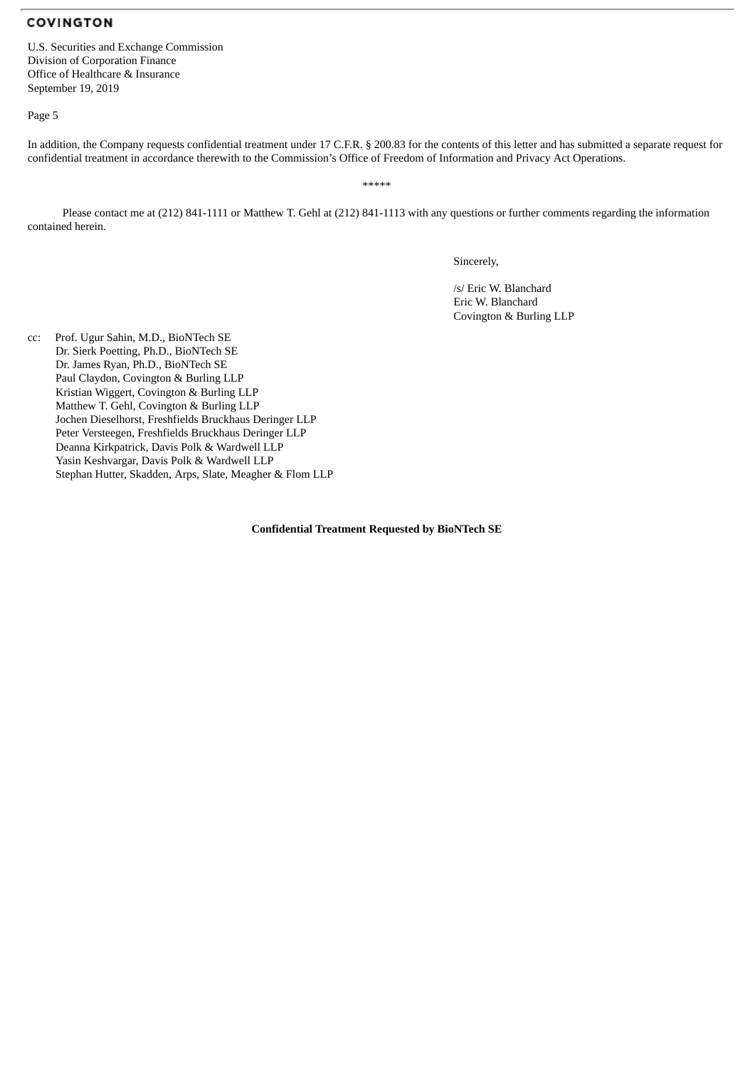In addition, the Company requests confidential treatment under 17 C.F.R. § 200.83 for the contents of this letter and has submitted a separate request for confidential treatment in accordance therewith to the Commission's Office of Freedom of Information and Privacy Act Operations.

*****

Please contact me at (212) 841-1111 or Matthew T. Gehl at (212) 841-1113 with any questions or further comments regarding the information contained herein.

Sincerely,

/s/ Eric W. Blanchard
Eric W. Blanchard
Covington & Burling LLP

cc: Prof. Ugur Sahin, M.D., BioNTech SE
Dr. Sierk Poetting, Ph.D., BioNTech SE
Dr. James Ryan, Ph.D., BioNTech SE
Paul Claydon, Covington & Burling LLP
Kristian Wiggert, Covington & Burling LLP
Matthew T. Gehl, Covington & Burling LLP
Jochen Dieselhorst, Freshfields Bruckhaus Deringer LLP
Peter Versteegen, Freshfields Bruckhaus Deringer LLP
Deanna Kirkpatrick, Davis Polk & Wardwell LLP
Yasin Keshvargar, Davis Polk & Wardwell LLP
Stephan Hutter, Skadden, Arps, Slate, Meagher & Flom LLP

**Confidential Treatment Requested by BioNTech SE**